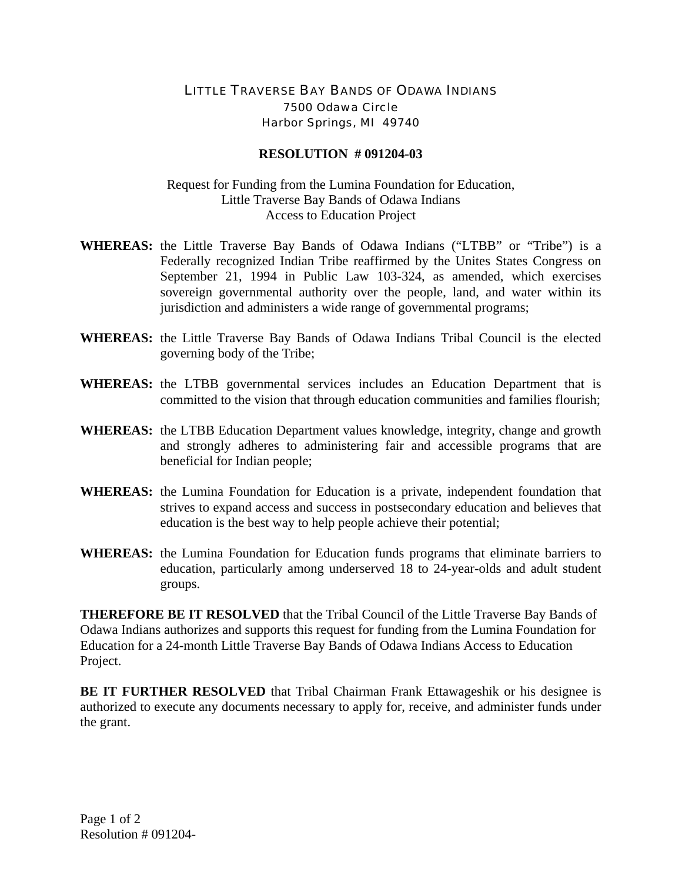LITTLE TRAVERSE BAY BANDS OF ODAWA INDIANS
7500 Odawa Circle
Harbor Springs, MI 49740

**RESOLUTION # 091204-03**

Request for Funding from the Lumina Foundation for Education,
Little Traverse Bay Bands of Odawa Indians
Access to Education Project

**WHEREAS:** the Little Traverse Bay Bands of Odawa Indians ("LTBB" or "Tribe") is a Federally recognized Indian Tribe reaffirmed by the Unites States Congress on September 21, 1994 in Public Law 103-324, as amended, which exercises sovereign governmental authority over the people, land, and water within its jurisdiction and administers a wide range of governmental programs;

**WHEREAS:** the Little Traverse Bay Bands of Odawa Indians Tribal Council is the elected governing body of the Tribe;

**WHEREAS:** the LTBB governmental services includes an Education Department that is committed to the vision that through education communities and families flourish;

**WHEREAS:** the LTBB Education Department values knowledge, integrity, change and growth and strongly adheres to administering fair and accessible programs that are beneficial for Indian people;

**WHEREAS:** the Lumina Foundation for Education is a private, independent foundation that strives to expand access and success in postsecondary education and believes that education is the best way to help people achieve their potential;

**WHEREAS:** the Lumina Foundation for Education funds programs that eliminate barriers to education, particularly among underserved 18 to 24-year-olds and adult student groups.

**THEREFORE BE IT RESOLVED** that the Tribal Council of the Little Traverse Bay Bands of Odawa Indians authorizes and supports this request for funding from the Lumina Foundation for Education for a 24-month Little Traverse Bay Bands of Odawa Indians Access to Education Project.

**BE IT FURTHER RESOLVED** that Tribal Chairman Frank Ettawageshik or his designee is authorized to execute any documents necessary to apply for, receive, and administer funds under the grant.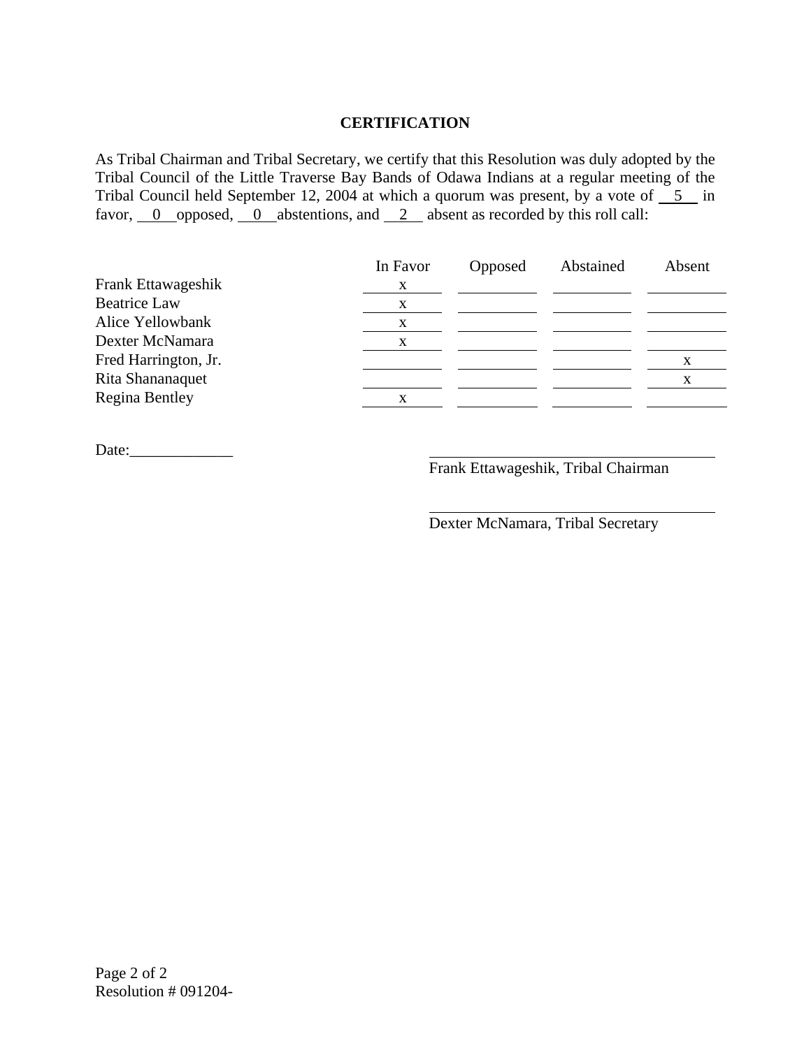## CERTIFICATION

As Tribal Chairman and Tribal Secretary, we certify that this Resolution was duly adopted by the Tribal Council of the Little Traverse Bay Bands of Odawa Indians at a regular meeting of the Tribal Council held September 12, 2004 at which a quorum was present, by a vote of 5 in favor, 0 opposed, 0 abstentions, and 2 absent as recorded by this roll call:

| | In Favor | Opposed | Abstained | Absent |
|---|---|---|---|---|
| Frank Ettawageshik | x | | | |
| Beatrice Law | x | | | |
| Alice Yellowbank | x | | | |
| Dexter McNamara | x | | | |
| Fred Harrington, Jr. | | | | x |
| Rita Shananaquet | | | | x |
| Regina Bentley | x | | | |

Date:_____________

_____________________________________
Frank Ettawageshik, Tribal Chairman

_____________________________________
Dexter McNamara, Tribal Secretary

Resolution # 091204-